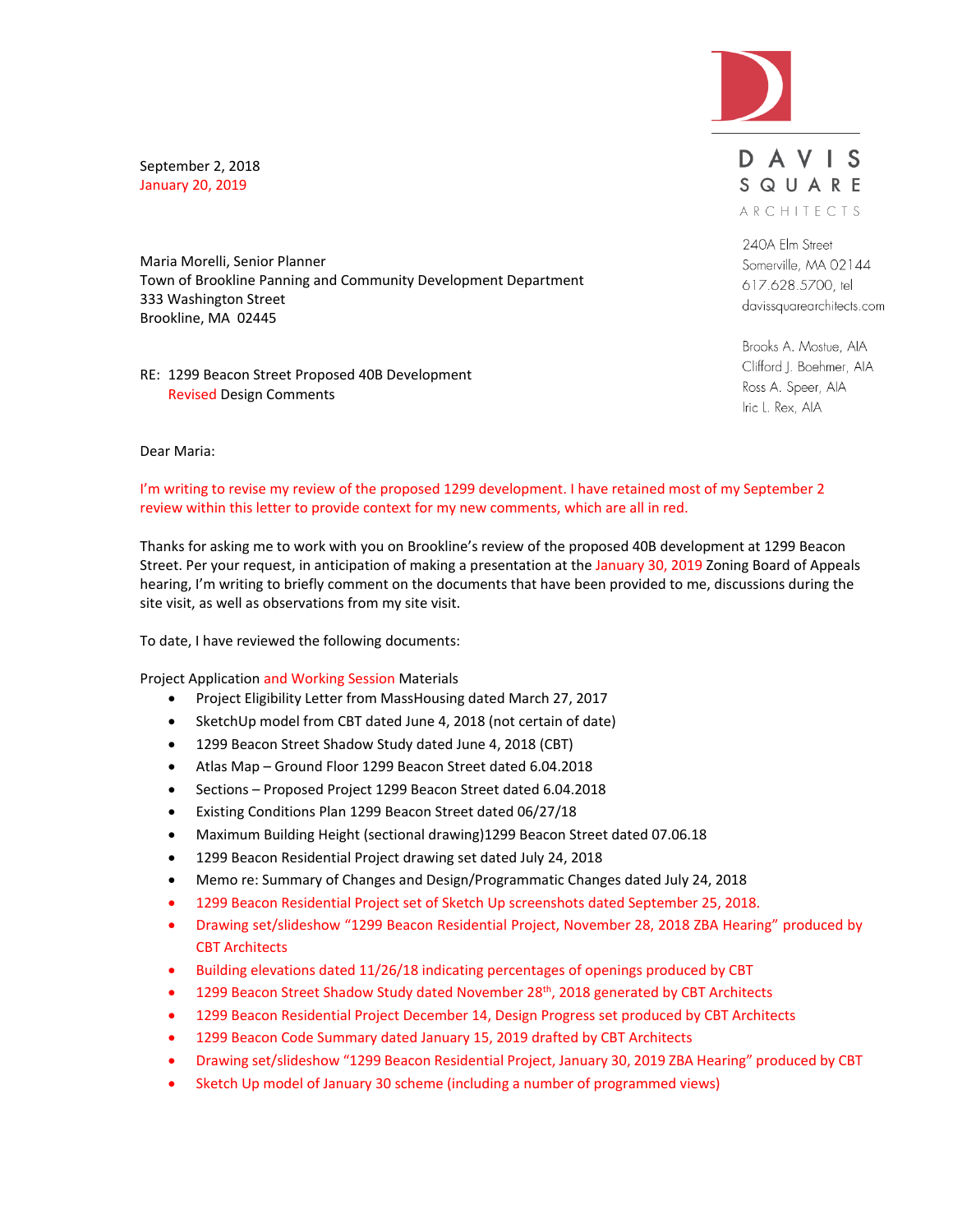DAVIS SQUARE ARCHITECTS

240A Elm Street
Somerville, MA 02144
617.628.5700, tel
davissquarearchitects.com

Brooks A. Mostue, AIA
Clifford J. Boehmer, AIA
Ross A. Speer, AIA
Iric L. Rex, AIA

September 2, 2018
January 20, 2019

Maria Morelli, Senior Planner
Town of Brookline Panning and Community Development Department
333 Washington Street
Brookline, MA 02445

RE: 1299 Beacon Street Proposed 40B Development
Revised Design Comments

Dear Maria:

I'm writing to revise my review of the proposed 1299 development. I have retained most of my September 2 review within this letter to provide context for my new comments, which are all in red.

Thanks for asking me to work with you on Brookline's review of the proposed 40B development at 1299 Beacon Street. Per your request, in anticipation of making a presentation at the January 30, 2019 Zoning Board of Appeals hearing, I'm writing to briefly comment on the documents that have been provided to me, discussions during the site visit, as well as observations from my site visit.

To date, I have reviewed the following documents:

Project Application and Working Session Materials

- Project Eligibility Letter from MassHousing dated March 27, 2017
- SketchUp model from CBT dated June 4, 2018 (not certain of date)
- 1299 Beacon Street Shadow Study dated June 4, 2018 (CBT)
- Atlas Map – Ground Floor 1299 Beacon Street dated 6.04.2018
- Sections – Proposed Project 1299 Beacon Street dated 6.04.2018
- Existing Conditions Plan 1299 Beacon Street dated 06/27/18
- Maximum Building Height (sectional drawing)1299 Beacon Street dated 07.06.18
- 1299 Beacon Residential Project drawing set dated July 24, 2018
- Memo re: Summary of Changes and Design/Programmatic Changes dated July 24, 2018
- 1299 Beacon Residential Project set of Sketch Up screenshots dated September 25, 2018.
- Drawing set/slideshow "1299 Beacon Residential Project, November 28, 2018 ZBA Hearing" produced by CBT Architects
- Building elevations dated 11/26/18 indicating percentages of openings produced by CBT
- 1299 Beacon Street Shadow Study dated November 28th, 2018 generated by CBT Architects
- 1299 Beacon Residential Project December 14, Design Progress set produced by CBT Architects
- 1299 Beacon Code Summary dated January 15, 2019 drafted by CBT Architects
- Drawing set/slideshow "1299 Beacon Residential Project, January 30, 2019 ZBA Hearing" produced by CBT
- Sketch Up model of January 30 scheme (including a number of programmed views)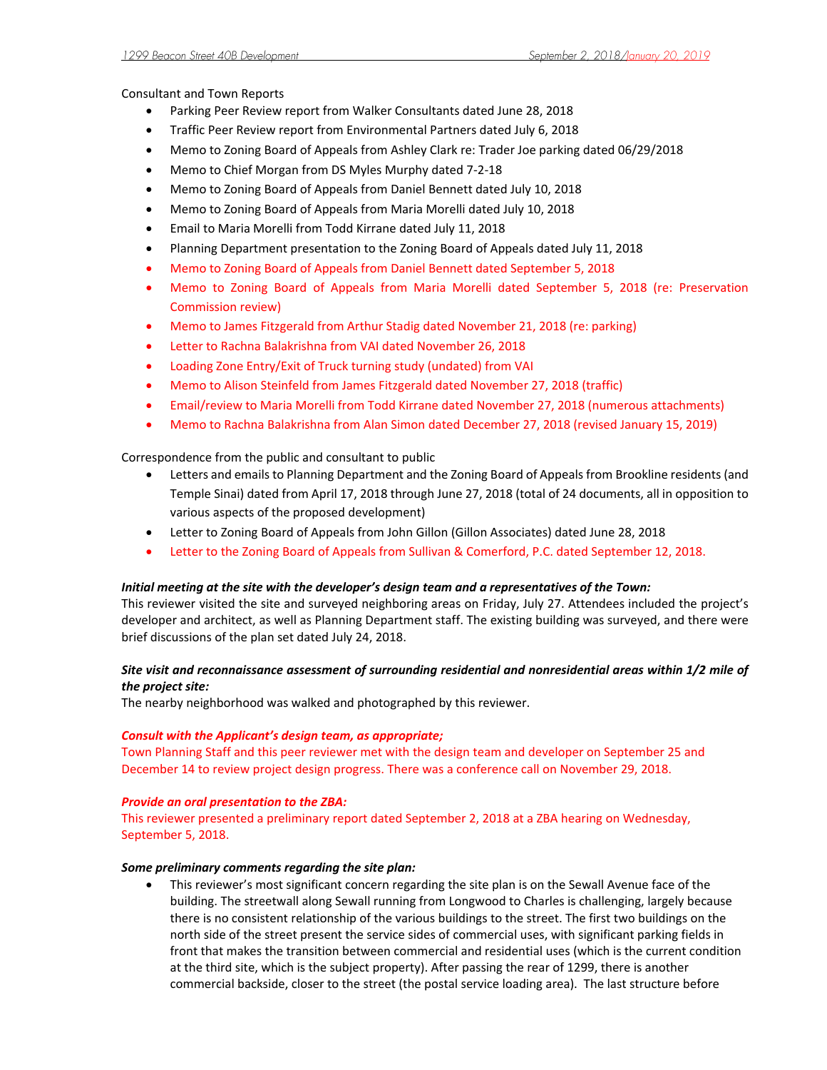Consultant and Town Reports

- Parking Peer Review report from Walker Consultants dated June 28, 2018
- Traffic Peer Review report from Environmental Partners dated July 6, 2018
- Memo to Zoning Board of Appeals from Ashley Clark re: Trader Joe parking dated 06/29/2018
- Memo to Chief Morgan from DS Myles Murphy dated 7-2-18
- Memo to Zoning Board of Appeals from Daniel Bennett dated July 10, 2018
- Memo to Zoning Board of Appeals from Maria Morelli dated July 10, 2018
- Email to Maria Morelli from Todd Kirrane dated July 11, 2018
- Planning Department presentation to the Zoning Board of Appeals dated July 11, 2018
- Memo to Zoning Board of Appeals from Daniel Bennett dated September 5, 2018
- Memo to Zoning Board of Appeals from Maria Morelli dated September 5, 2018 (re: Preservation Commission review)
- Memo to James Fitzgerald from Arthur Stadig dated November 21, 2018 (re: parking)
- Letter to Rachna Balakrishna from VAI dated November 26, 2018
- Loading Zone Entry/Exit of Truck turning study (undated) from VAI
- Memo to Alison Steinfeld from James Fitzgerald dated November 27, 2018 (traffic)
- Email/review to Maria Morelli from Todd Kirrane dated November 27, 2018 (numerous attachments)
- Memo to Rachna Balakrishna from Alan Simon dated December 27, 2018 (revised January 15, 2019)

Correspondence from the public and consultant to public

- Letters and emails to Planning Department and the Zoning Board of Appeals from Brookline residents (and Temple Sinai) dated from April 17, 2018 through June 27, 2018 (total of 24 documents, all in opposition to various aspects of the proposed development)
- Letter to Zoning Board of Appeals from John Gillon (Gillon Associates) dated June 28, 2018
- Letter to the Zoning Board of Appeals from Sullivan & Comerford, P.C. dated September 12, 2018.

***Initial meeting at the site with the developer's design team and a representatives of the Town:***
This reviewer visited the site and surveyed neighboring areas on Friday, July 27. Attendees included the project's developer and architect, as well as Planning Department staff. The existing building was surveyed, and there were brief discussions of the plan set dated July 24, 2018.

***Site visit and reconnaissance assessment of surrounding residential and nonresidential areas within 1/2 mile of the project site:***
The nearby neighborhood was walked and photographed by this reviewer.

***Consult with the Applicant's design team, as appropriate;***
Town Planning Staff and this peer reviewer met with the design team and developer on September 25 and December 14 to review project design progress. There was a conference call on November 29, 2018.

***Provide an oral presentation to the ZBA:***
This reviewer presented a preliminary report dated September 2, 2018 at a ZBA hearing on Wednesday, September 5, 2018.

***Some preliminary comments regarding the site plan:***

- This reviewer's most significant concern regarding the site plan is on the Sewall Avenue face of the building. The streetwall along Sewall running from Longwood to Charles is challenging, largely because there is no consistent relationship of the various buildings to the street. The first two buildings on the north side of the street present the service sides of commercial uses, with significant parking fields in front that makes the transition between commercial and residential uses (which is the current condition at the third site, which is the subject property). After passing the rear of 1299, there is another commercial backside, closer to the street (the postal service loading area). The last structure before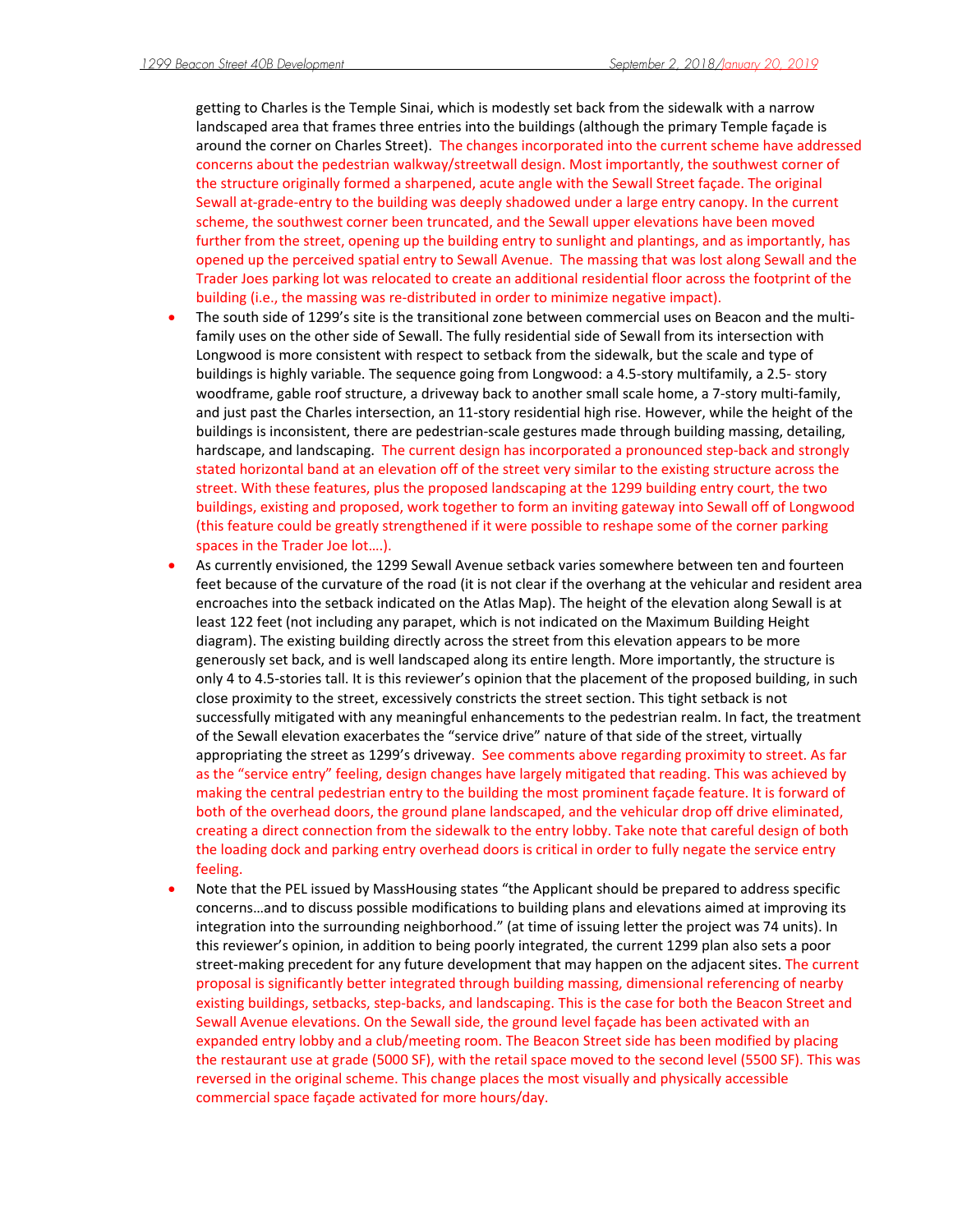getting to Charles is the Temple Sinai, which is modestly set back from the sidewalk with a narrow landscaped area that frames three entries into the buildings (although the primary Temple façade is around the corner on Charles Street). The changes incorporated into the current scheme have addressed concerns about the pedestrian walkway/streetwall design. Most importantly, the southwest corner of the structure originally formed a sharpened, acute angle with the Sewall Street façade. The original Sewall at-grade-entry to the building was deeply shadowed under a large entry canopy. In the current scheme, the southwest corner been truncated, and the Sewall upper elevations have been moved further from the street, opening up the building entry to sunlight and plantings, and as importantly, has opened up the perceived spatial entry to Sewall Avenue. The massing that was lost along Sewall and the Trader Joes parking lot was relocated to create an additional residential floor across the footprint of the building (i.e., the massing was re-distributed in order to minimize negative impact).

- The south side of 1299's site is the transitional zone between commercial uses on Beacon and the multi-family uses on the other side of Sewall. The fully residential side of Sewall from its intersection with Longwood is more consistent with respect to setback from the sidewalk, but the scale and type of buildings is highly variable. The sequence going from Longwood: a 4.5-story multifamily, a 2.5- story woodframe, gable roof structure, a driveway back to another small scale home, a 7-story multi-family, and just past the Charles intersection, an 11-story residential high rise. However, while the height of the buildings is inconsistent, there are pedestrian-scale gestures made through building massing, detailing, hardscape, and landscaping. The current design has incorporated a pronounced step-back and strongly stated horizontal band at an elevation off of the street very similar to the existing structure across the street. With these features, plus the proposed landscaping at the 1299 building entry court, the two buildings, existing and proposed, work together to form an inviting gateway into Sewall off of Longwood (this feature could be greatly strengthened if it were possible to reshape some of the corner parking spaces in the Trader Joe lot….).
- As currently envisioned, the 1299 Sewall Avenue setback varies somewhere between ten and fourteen feet because of the curvature of the road (it is not clear if the overhang at the vehicular and resident area encroaches into the setback indicated on the Atlas Map). The height of the elevation along Sewall is at least 122 feet (not including any parapet, which is not indicated on the Maximum Building Height diagram). The existing building directly across the street from this elevation appears to be more generously set back, and is well landscaped along its entire length. More importantly, the structure is only 4 to 4.5-stories tall. It is this reviewer's opinion that the placement of the proposed building, in such close proximity to the street, excessively constricts the street section. This tight setback is not successfully mitigated with any meaningful enhancements to the pedestrian realm. In fact, the treatment of the Sewall elevation exacerbates the "service drive" nature of that side of the street, virtually appropriating the street as 1299's driveway. See comments above regarding proximity to street. As far as the "service entry" feeling, design changes have largely mitigated that reading. This was achieved by making the central pedestrian entry to the building the most prominent façade feature. It is forward of both of the overhead doors, the ground plane landscaped, and the vehicular drop off drive eliminated, creating a direct connection from the sidewalk to the entry lobby. Take note that careful design of both the loading dock and parking entry overhead doors is critical in order to fully negate the service entry feeling.
- Note that the PEL issued by MassHousing states "the Applicant should be prepared to address specific concerns…and to discuss possible modifications to building plans and elevations aimed at improving its integration into the surrounding neighborhood." (at time of issuing letter the project was 74 units). In this reviewer's opinion, in addition to being poorly integrated, the current 1299 plan also sets a poor street-making precedent for any future development that may happen on the adjacent sites. The current proposal is significantly better integrated through building massing, dimensional referencing of nearby existing buildings, setbacks, step-backs, and landscaping. This is the case for both the Beacon Street and Sewall Avenue elevations. On the Sewall side, the ground level façade has been activated with an expanded entry lobby and a club/meeting room. The Beacon Street side has been modified by placing the restaurant use at grade (5000 SF), with the retail space moved to the second level (5500 SF). This was reversed in the original scheme. This change places the most visually and physically accessible commercial space façade activated for more hours/day.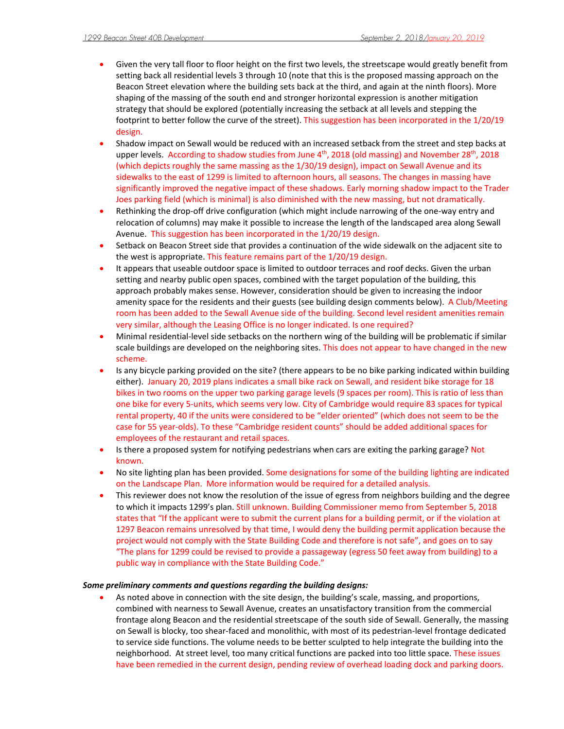- Given the very tall floor to floor height on the first two levels, the streetscape would greatly benefit from setting back all residential levels 3 through 10 (note that this is the proposed massing approach on the Beacon Street elevation where the building sets back at the third, and again at the ninth floors). More shaping of the massing of the south end and stronger horizontal expression is another mitigation strategy that should be explored (potentially increasing the setback at all levels and stepping the footprint to better follow the curve of the street). This suggestion has been incorporated in the 1/20/19 design.
- Shadow impact on Sewall would be reduced with an increased setback from the street and step backs at upper levels. According to shadow studies from June 4th, 2018 (old massing) and November 28th, 2018 (which depicts roughly the same massing as the 1/30/19 design), impact on Sewall Avenue and its sidewalks to the east of 1299 is limited to afternoon hours, all seasons. The changes in massing have significantly improved the negative impact of these shadows. Early morning shadow impact to the Trader Joes parking field (which is minimal) is also diminished with the new massing, but not dramatically.
- Rethinking the drop-off drive configuration (which might include narrowing of the one-way entry and relocation of columns) may make it possible to increase the length of the landscaped area along Sewall Avenue. This suggestion has been incorporated in the 1/20/19 design.
- Setback on Beacon Street side that provides a continuation of the wide sidewalk on the adjacent site to the west is appropriate. This feature remains part of the 1/20/19 design.
- It appears that useable outdoor space is limited to outdoor terraces and roof decks. Given the urban setting and nearby public open spaces, combined with the target population of the building, this approach probably makes sense. However, consideration should be given to increasing the indoor amenity space for the residents and their guests (see building design comments below). A Club/Meeting room has been added to the Sewall Avenue side of the building. Second level resident amenities remain very similar, although the Leasing Office is no longer indicated. Is one required?
- Minimal residential-level side setbacks on the northern wing of the building will be problematic if similar scale buildings are developed on the neighboring sites. This does not appear to have changed in the new scheme.
- Is any bicycle parking provided on the site? (there appears to be no bike parking indicated within building either). January 20, 2019 plans indicates a small bike rack on Sewall, and resident bike storage for 18 bikes in two rooms on the upper two parking garage levels (9 spaces per room). This is ratio of less than one bike for every 5-units, which seems very low. City of Cambridge would require 83 spaces for typical rental property, 40 if the units were considered to be "elder oriented" (which does not seem to be the case for 55 year-olds). To these "Cambridge resident counts" should be added additional spaces for employees of the restaurant and retail spaces.
- Is there a proposed system for notifying pedestrians when cars are exiting the parking garage? Not known.
- No site lighting plan has been provided. Some designations for some of the building lighting are indicated on the Landscape Plan. More information would be required for a detailed analysis.
- This reviewer does not know the resolution of the issue of egress from neighbors building and the degree to which it impacts 1299's plan. Still unknown. Building Commissioner memo from September 5, 2018 states that "If the applicant were to submit the current plans for a building permit, or if the violation at 1297 Beacon remains unresolved by that time, I would deny the building permit application because the project would not comply with the State Building Code and therefore is not safe", and goes on to say "The plans for 1299 could be revised to provide a passageway (egress 50 feet away from building) to a public way in compliance with the State Building Code."

***Some preliminary comments and questions regarding the building designs:***

- As noted above in connection with the site design, the building's scale, massing, and proportions, combined with nearness to Sewall Avenue, creates an unsatisfactory transition from the commercial frontage along Beacon and the residential streetscape of the south side of Sewall. Generally, the massing on Sewall is blocky, too shear-faced and monolithic, with most of its pedestrian-level frontage dedicated to service side functions. The volume needs to be better sculpted to help integrate the building into the neighborhood. At street level, too many critical functions are packed into too little space. These issues have been remedied in the current design, pending review of overhead loading dock and parking doors.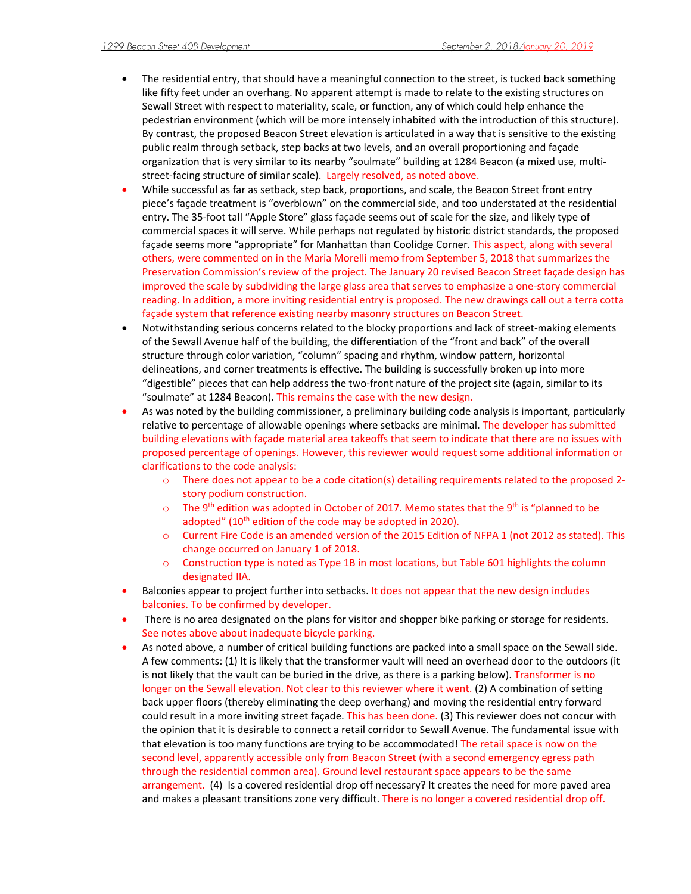- The residential entry, that should have a meaningful connection to the street, is tucked back something like fifty feet under an overhang. No apparent attempt is made to relate to the existing structures on Sewall Street with respect to materiality, scale, or function, any of which could help enhance the pedestrian environment (which will be more intensely inhabited with the introduction of this structure). By contrast, the proposed Beacon Street elevation is articulated in a way that is sensitive to the existing public realm through setback, step backs at two levels, and an overall proportioning and façade organization that is very similar to its nearby "soulmate" building at 1284 Beacon (a mixed use, multi-street-facing structure of similar scale). Largely resolved, as noted above.
- While successful as far as setback, step back, proportions, and scale, the Beacon Street front entry piece's façade treatment is "overblown" on the commercial side, and too understated at the residential entry. The 35-foot tall "Apple Store" glass façade seems out of scale for the size, and likely type of commercial spaces it will serve. While perhaps not regulated by historic district standards, the proposed façade seems more "appropriate" for Manhattan than Coolidge Corner. This aspect, along with several others, were commented on in the Maria Morelli memo from September 5, 2018 that summarizes the Preservation Commission's review of the project. The January 20 revised Beacon Street façade design has improved the scale by subdividing the large glass area that serves to emphasize a one-story commercial reading. In addition, a more inviting residential entry is proposed. The new drawings call out a terra cotta façade system that reference existing nearby masonry structures on Beacon Street.
- Notwithstanding serious concerns related to the blocky proportions and lack of street-making elements of the Sewall Avenue half of the building, the differentiation of the "front and back" of the overall structure through color variation, "column" spacing and rhythm, window pattern, horizontal delineations, and corner treatments is effective. The building is successfully broken up into more "digestible" pieces that can help address the two-front nature of the project site (again, similar to its "soulmate" at 1284 Beacon). This remains the case with the new design.
- As was noted by the building commissioner, a preliminary building code analysis is important, particularly relative to percentage of allowable openings where setbacks are minimal. The developer has submitted building elevations with façade material area takeoffs that seem to indicate that there are no issues with proposed percentage of openings. However, this reviewer would request some additional information or clarifications to the code analysis:
  - There does not appear to be a code citation(s) detailing requirements related to the proposed 2-story podium construction.
  - The 9th edition was adopted in October of 2017. Memo states that the 9th is "planned to be adopted" (10th edition of the code may be adopted in 2020).
  - Current Fire Code is an amended version of the 2015 Edition of NFPA 1 (not 2012 as stated). This change occurred on January 1 of 2018.
  - Construction type is noted as Type 1B in most locations, but Table 601 highlights the column designated IIA.
- Balconies appear to project further into setbacks. It does not appear that the new design includes balconies. To be confirmed by developer.
- There is no area designated on the plans for visitor and shopper bike parking or storage for residents. See notes above about inadequate bicycle parking.
- As noted above, a number of critical building functions are packed into a small space on the Sewall side. A few comments: (1) It is likely that the transformer vault will need an overhead door to the outdoors (it is not likely that the vault can be buried in the drive, as there is a parking below). Transformer is no longer on the Sewall elevation. Not clear to this reviewer where it went. (2) A combination of setting back upper floors (thereby eliminating the deep overhang) and moving the residential entry forward could result in a more inviting street façade. This has been done. (3) This reviewer does not concur with the opinion that it is desirable to connect a retail corridor to Sewall Avenue. The fundamental issue with that elevation is too many functions are trying to be accommodated! The retail space is now on the second level, apparently accessible only from Beacon Street (with a second emergency egress path through the residential common area). Ground level restaurant space appears to be the same arrangement. (4) Is a covered residential drop off necessary? It creates the need for more paved area and makes a pleasant transitions zone very difficult. There is no longer a covered residential drop off.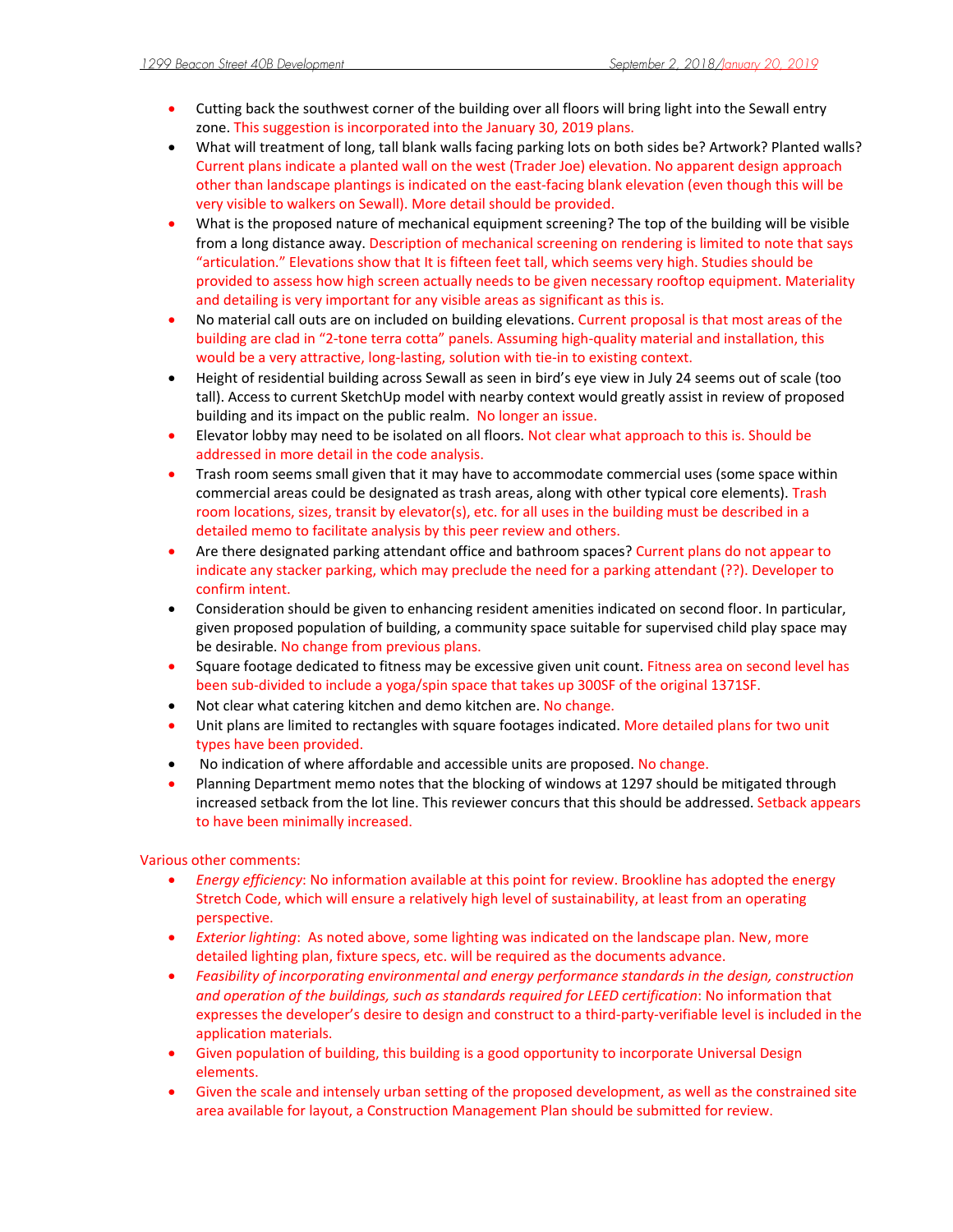- Cutting back the southwest corner of the building over all floors will bring light into the Sewall entry zone. This suggestion is incorporated into the January 30, 2019 plans.
- What will treatment of long, tall blank walls facing parking lots on both sides be? Artwork? Planted walls? Current plans indicate a planted wall on the west (Trader Joe) elevation. No apparent design approach other than landscape plantings is indicated on the east-facing blank elevation (even though this will be very visible to walkers on Sewall). More detail should be provided.
- What is the proposed nature of mechanical equipment screening? The top of the building will be visible from a long distance away. Description of mechanical screening on rendering is limited to note that says "articulation." Elevations show that It is fifteen feet tall, which seems very high. Studies should be provided to assess how high screen actually needs to be given necessary rooftop equipment. Materiality and detailing is very important for any visible areas as significant as this is.
- No material call outs are on included on building elevations. Current proposal is that most areas of the building are clad in "2-tone terra cotta" panels. Assuming high-quality material and installation, this would be a very attractive, long-lasting, solution with tie-in to existing context.
- Height of residential building across Sewall as seen in bird's eye view in July 24 seems out of scale (too tall). Access to current SketchUp model with nearby context would greatly assist in review of proposed building and its impact on the public realm. No longer an issue.
- Elevator lobby may need to be isolated on all floors. Not clear what approach to this is. Should be addressed in more detail in the code analysis.
- Trash room seems small given that it may have to accommodate commercial uses (some space within commercial areas could be designated as trash areas, along with other typical core elements). Trash room locations, sizes, transit by elevator(s), etc. for all uses in the building must be described in a detailed memo to facilitate analysis by this peer review and others.
- Are there designated parking attendant office and bathroom spaces? Current plans do not appear to indicate any stacker parking, which may preclude the need for a parking attendant (??). Developer to confirm intent.
- Consideration should be given to enhancing resident amenities indicated on second floor. In particular, given proposed population of building, a community space suitable for supervised child play space may be desirable. No change from previous plans.
- Square footage dedicated to fitness may be excessive given unit count. Fitness area on second level has been sub-divided to include a yoga/spin space that takes up 300SF of the original 1371SF.
- Not clear what catering kitchen and demo kitchen are. No change.
- Unit plans are limited to rectangles with square footages indicated. More detailed plans for two unit types have been provided.
- No indication of where affordable and accessible units are proposed. No change.
- Planning Department memo notes that the blocking of windows at 1297 should be mitigated through increased setback from the lot line. This reviewer concurs that this should be addressed. Setback appears to have been minimally increased.

Various other comments:

- *Energy efficiency*: No information available at this point for review. Brookline has adopted the energy Stretch Code, which will ensure a relatively high level of sustainability, at least from an operating perspective.
- *Exterior lighting*: As noted above, some lighting was indicated on the landscape plan. New, more detailed lighting plan, fixture specs, etc. will be required as the documents advance.
- *Feasibility of incorporating environmental and energy performance standards in the design, construction and operation of the buildings, such as standards required for LEED certification*: No information that expresses the developer's desire to design and construct to a third-party-verifiable level is included in the application materials.
- Given population of building, this building is a good opportunity to incorporate Universal Design elements.
- Given the scale and intensely urban setting of the proposed development, as well as the constrained site area available for layout, a Construction Management Plan should be submitted for review.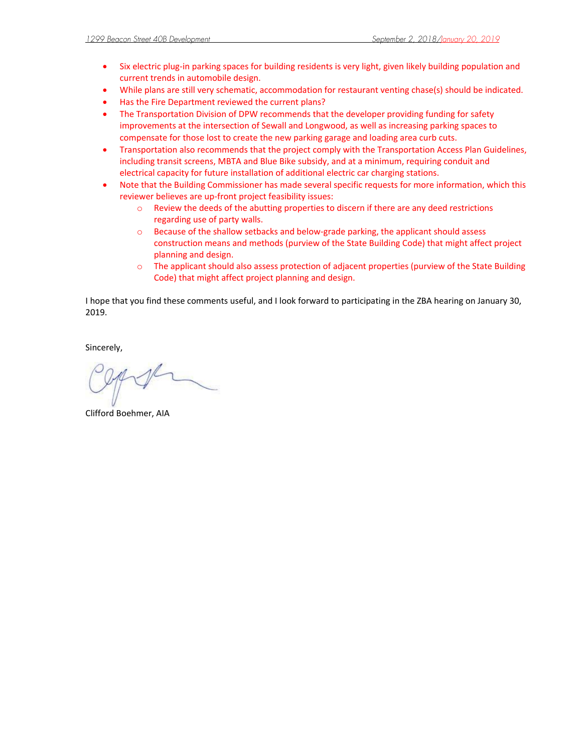- Six electric plug-in parking spaces for building residents is very light, given likely building population and current trends in automobile design.
- While plans are still very schematic, accommodation for restaurant venting chase(s) should be indicated.
- Has the Fire Department reviewed the current plans?
- The Transportation Division of DPW recommends that the developer providing funding for safety improvements at the intersection of Sewall and Longwood, as well as increasing parking spaces to compensate for those lost to create the new parking garage and loading area curb cuts.
- Transportation also recommends that the project comply with the Transportation Access Plan Guidelines, including transit screens, MBTA and Blue Bike subsidy, and at a minimum, requiring conduit and electrical capacity for future installation of additional electric car charging stations.
- Note that the Building Commissioner has made several specific requests for more information, which this reviewer believes are up-front project feasibility issues:
    - Review the deeds of the abutting properties to discern if there are any deed restrictions regarding use of party walls.
    - Because of the shallow setbacks and below-grade parking, the applicant should assess construction means and methods (purview of the State Building Code) that might affect project planning and design.
    - The applicant should also assess protection of adjacent properties (purview of the State Building Code) that might affect project planning and design.

I hope that you find these comments useful, and I look forward to participating in the ZBA hearing on January 30, 2019.

Sincerely,

Clifford Boehmer, AIA